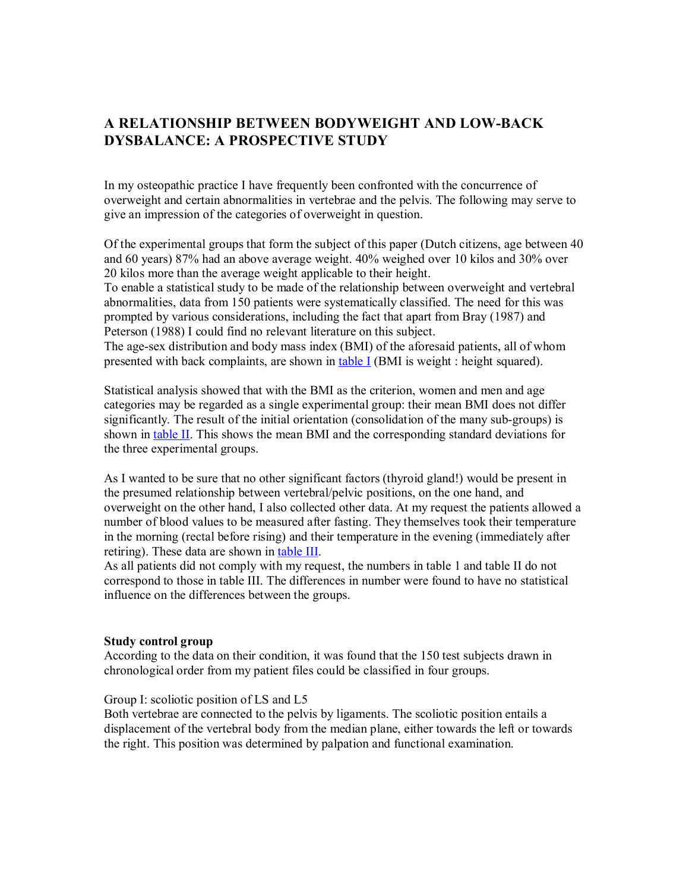# A RELATIONSHIP BETWEEN BODYWEIGHT AND LOW-BACK DYSBALANCE: A PROSPECTIVE STUDY

In my osteopathic practice I have frequently been confronted with the concurrence of overweight and certain abnormalities in vertebrae and the pelvis. The following may serve to give an impression of the categories of overweight in question.

Of the experimental groups that form the subject of this paper (Dutch citizens, age between 40 and 60 years) 87% had an above average weight. 40% weighed over 10 kilos and 30% over 20 kilos more than the average weight applicable to their height.
To enable a statistical study to be made of the relationship between overweight and vertebral abnormalities, data from 150 patients were systematically classified. The need for this was prompted by various considerations, including the fact that apart from Bray (1987) and Peterson (1988) I could find no relevant literature on this subject.
The age-sex distribution and body mass index (BMI) of the aforesaid patients, all of whom presented with back complaints, are shown in [table I](#) (BMI is weight : height squared).

Statistical analysis showed that with the BMI as the criterion, women and men and age categories may be regarded as a single experimental group: their mean BMI does not differ significantly. The result of the initial orientation (consolidation of the many sub-groups) is shown in [table II](#). This shows the mean BMI and the corresponding standard deviations for the three experimental groups.

As I wanted to be sure that no other significant factors (thyroid gland!) would be present in the presumed relationship between vertebral/pelvic positions, on the one hand, and overweight on the other hand, I also collected other data. At my request the patients allowed a number of blood values to be measured after fasting. They themselves took their temperature in the morning (rectal before rising) and their temperature in the evening (immediately after retiring). These data are shown in [table III](#).
As all patients did not comply with my request, the numbers in table 1 and table II do not correspond to those in table III. The differences in number were found to have no statistical influence on the differences between the groups.

**Study control group**
According to the data on their condition, it was found that the 150 test subjects drawn in chronological order from my patient files could be classified in four groups.

Group I: scoliotic position of LS and L5
Both vertebrae are connected to the pelvis by ligaments. The scoliotic position entails a displacement of the vertebral body from the median plane, either towards the left or towards the right. This position was determined by palpation and functional examination.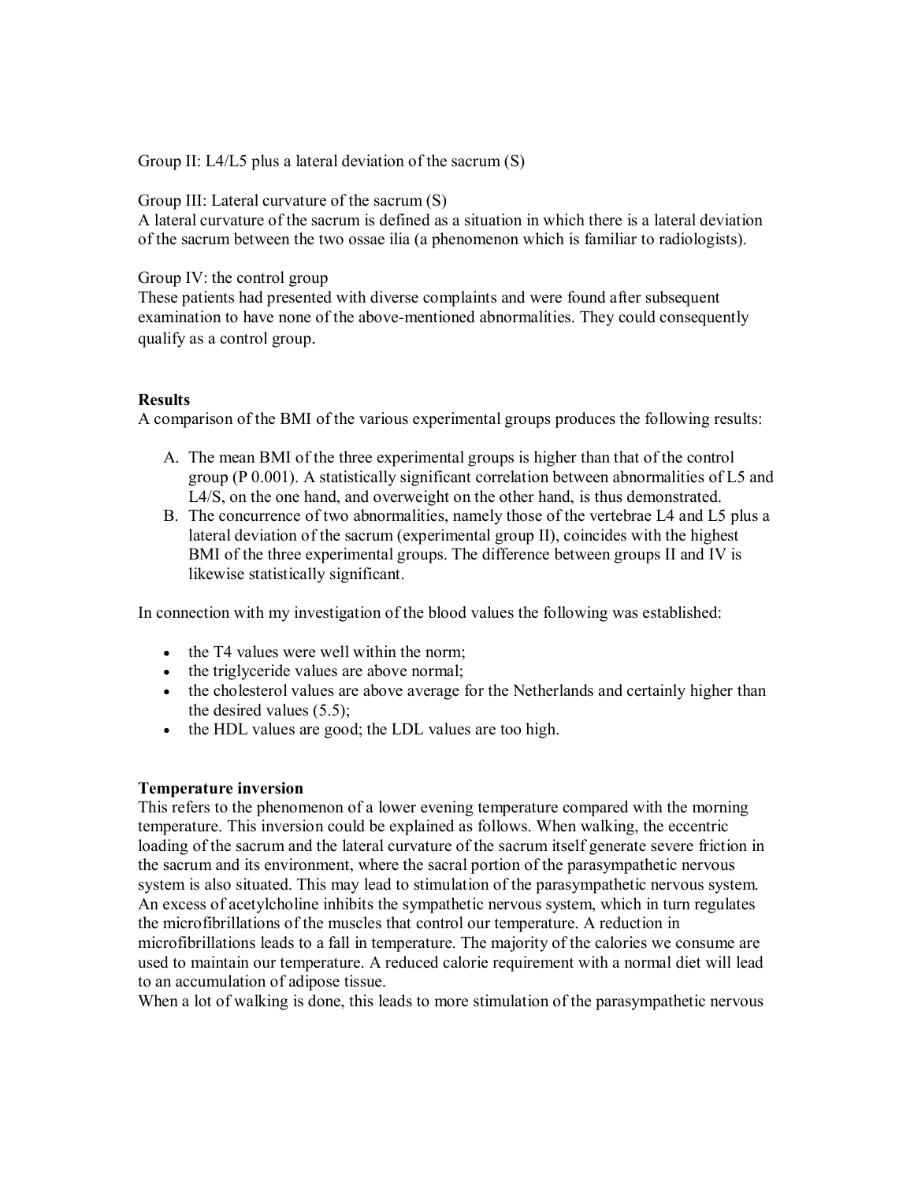Group II: L4/L5 plus a lateral deviation of the sacrum (S)

Group III: Lateral curvature of the sacrum (S)
A lateral curvature of the sacrum is defined as a situation in which there is a lateral deviation of the sacrum between the two ossae ilia (a phenomenon which is familiar to radiologists).

Group IV: the control group
These patients had presented with diverse complaints and were found after subsequent examination to have none of the above-mentioned abnormalities. They could consequently qualify as a control group.

**Results**
A comparison of the BMI of the various experimental groups produces the following results:

A. The mean BMI of the three experimental groups is higher than that of the control group (P 0.001). A statistically significant correlation between abnormalities of L5 and L4/S, on the one hand, and overweight on the other hand, is thus demonstrated.
B. The concurrence of two abnormalities, namely those of the vertebrae L4 and L5 plus a lateral deviation of the sacrum (experimental group II), coincides with the highest BMI of the three experimental groups. The difference between groups II and IV is likewise statistically significant.

In connection with my investigation of the blood values the following was established:

- the T4 values were well within the norm;
- the triglyceride values are above normal;
- the cholesterol values are above average for the Netherlands and certainly higher than the desired values (5.5);
- the HDL values are good; the LDL values are too high.

**Temperature inversion**
This refers to the phenomenon of a lower evening temperature compared with the morning temperature. This inversion could be explained as follows. When walking, the eccentric loading of the sacrum and the lateral curvature of the sacrum itself generate severe friction in the sacrum and its environment, where the sacral portion of the parasympathetic nervous system is also situated. This may lead to stimulation of the parasympathetic nervous system. An excess of acetylcholine inhibits the sympathetic nervous system, which in turn regulates the microfibrillations of the muscles that control our temperature. A reduction in microfibrillations leads to a fall in temperature. The majority of the calories we consume are used to maintain our temperature. A reduced calorie requirement with a normal diet will lead to an accumulation of adipose tissue.
When a lot of walking is done, this leads to more stimulation of the parasympathetic nervous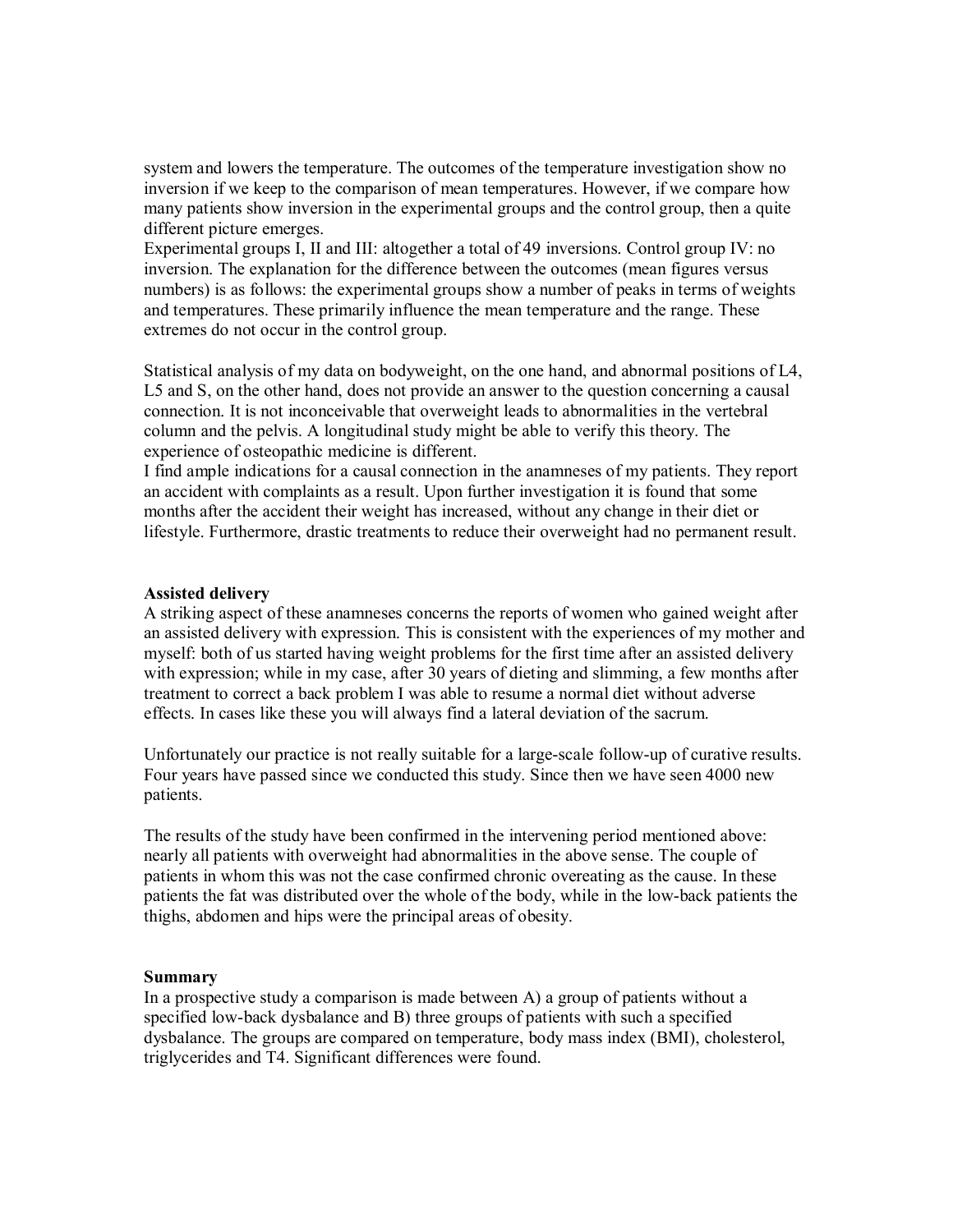system and lowers the temperature. The outcomes of the temperature investigation show no inversion if we keep to the comparison of mean temperatures. However, if we compare how many patients show inversion in the experimental groups and the control group, then a quite different picture emerges.

Experimental groups I, II and III: altogether a total of 49 inversions. Control group IV: no inversion. The explanation for the difference between the outcomes (mean figures versus numbers) is as follows: the experimental groups show a number of peaks in terms of weights and temperatures. These primarily influence the mean temperature and the range. These extremes do not occur in the control group.

Statistical analysis of my data on bodyweight, on the one hand, and abnormal positions of L4, L5 and S, on the other hand, does not provide an answer to the question concerning a causal connection. It is not inconceivable that overweight leads to abnormalities in the vertebral column and the pelvis. A longitudinal study might be able to verify this theory. The experience of osteopathic medicine is different.

I find ample indications for a causal connection in the anamneses of my patients. They report an accident with complaints as a result. Upon further investigation it is found that some months after the accident their weight has increased, without any change in their diet or lifestyle. Furthermore, drastic treatments to reduce their overweight had no permanent result.

**Assisted delivery**

A striking aspect of these anamneses concerns the reports of women who gained weight after an assisted delivery with expression. This is consistent with the experiences of my mother and myself: both of us started having weight problems for the first time after an assisted delivery with expression; while in my case, after 30 years of dieting and slimming, a few months after treatment to correct a back problem I was able to resume a normal diet without adverse effects. In cases like these you will always find a lateral deviation of the sacrum.

Unfortunately our practice is not really suitable for a large-scale follow-up of curative results. Four years have passed since we conducted this study. Since then we have seen 4000 new patients.

The results of the study have been confirmed in the intervening period mentioned above: nearly all patients with overweight had abnormalities in the above sense. The couple of patients in whom this was not the case confirmed chronic overeating as the cause. In these patients the fat was distributed over the whole of the body, while in the low-back patients the thighs, abdomen and hips were the principal areas of obesity.

**Summary**

In a prospective study a comparison is made between A) a group of patients without a specified low-back dysbalance and B) three groups of patients with such a specified dysbalance. The groups are compared on temperature, body mass index (BMI), cholesterol, triglycerides and T4. Significant differences were found.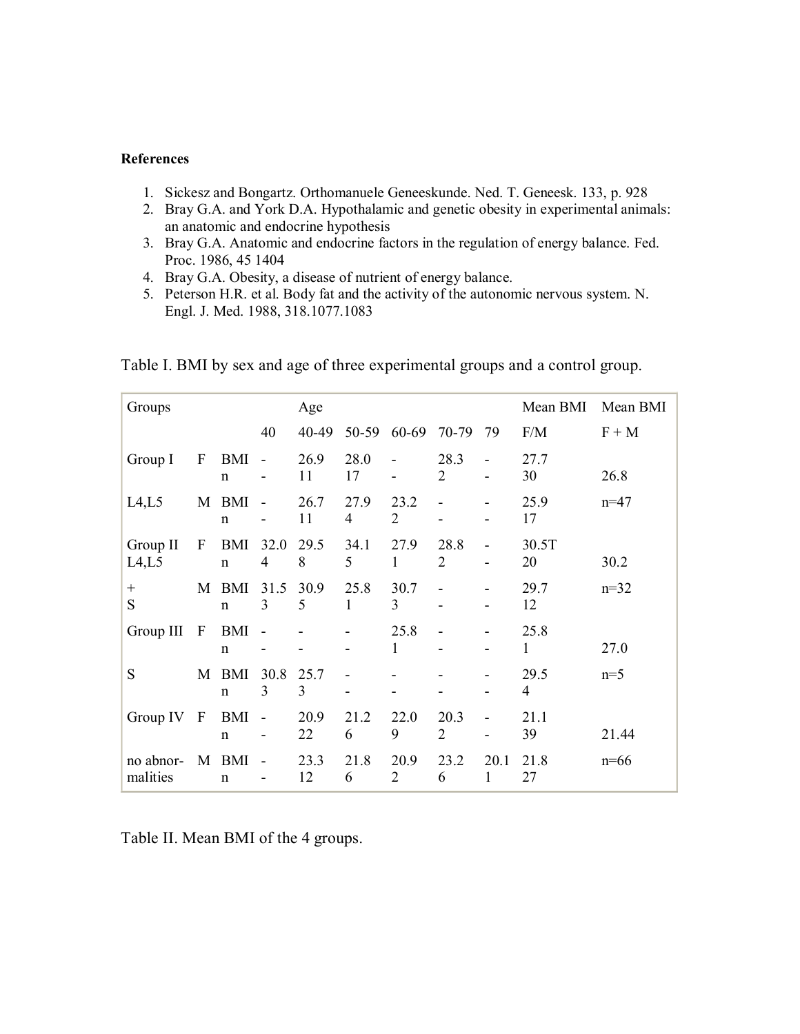**References**

1. Sickesz and Bongartz. Orthomanuele Geneeskunde. Ned. T. Geneesk. 133, p. 928
2. Bray G.A. and York D.A. Hypothalamic and genetic obesity in experimental animals: an anatomic and endocrine hypothesis
3. Bray G.A. Anatomic and endocrine factors in the regulation of energy balance. Fed. Proc. 1986, 45 1404
4. Bray G.A. Obesity, a disease of nutrient of energy balance.
5. Peterson H.R. et al. Body fat and the activity of the autonomic nervous system. N. Engl. J. Med. 1988, 318.1077.1083

Table I. BMI by sex and age of three experimental groups and a control group.

| Groups | | | Age | | | | | | Mean BMI | Mean BMI |
|---|---|---|---|---|---|---|---|---|---|---|
| | | | 40 | 40-49 | 50-59 | 60-69 | 70-79 | 79 | F/M | F + M |
| Group I | F | BMI | - | 26.9 | 28.0 | - | 28.3 | - | 27.7 | |
| | | n | - | 11 | 17 | - | 2 | - | 30 | 26.8 |
| L4,L5 | M | BMI | - | 26.7 | 27.9 | 23.2 | - | - | 25.9 | n=47 |
| | | n | - | 11 | 4 | 2 | - | - | 17 | |
| Group II | F | BMI | 32.0 | 29.5 | 34.1 | 27.9 | 28.8 | - | 30.5T | |
| L4,L5 | | n | 4 | 8 | 5 | 1 | 2 | - | 20 | 30.2 |
| + | M | BMI | 31.5 | 30.9 | 25.8 | 30.7 | - | - | 29.7 | n=32 |
| S | | n | 3 | 5 | 1 | 3 | - | - | 12 | |
| Group III | F | BMI | - | - | - | 25.8 | - | - | 25.8 | |
| | | n | - | - | - | 1 | - | - | 1 | 27.0 |
| S | M | BMI | 30.8 | 25.7 | - | - | - | - | 29.5 | n=5 |
| | | n | 3 | 3 | - | - | - | - | 4 | |
| Group IV | F | BMI | - | 20.9 | 21.2 | 22.0 | 20.3 | - | 21.1 | |
| | | n | - | 22 | 6 | 9 | 2 | - | 39 | 21.44 |
| no abnor-malities | M | BMI | - | 23.3 | 21.8 | 20.9 | 23.2 | 20.1 | 21.8 | n=66 |
| | | n | - | 12 | 6 | 2 | 6 | 1 | 27 | |

Table II. Mean BMI of the 4 groups.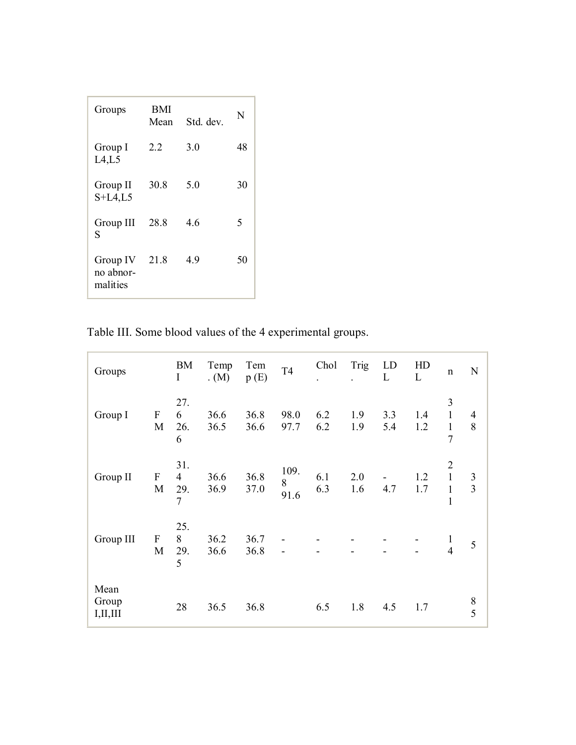| Groups | BMI Mean | Std. dev. | N |
|---|---|---|---|
| Group I L4,L5 | 2.2 | 3.0 | 48 |
| Group II S+L4,L5 | 30.8 | 5.0 | 30 |
| Group III S | 28.8 | 4.6 | 5 |
| Group IV no abnor-malities | 21.8 | 4.9 | 50 |

Table III. Some blood values of the 4 experimental groups.

| Groups | | BMI | Temp. (M) | Temp (E) | T4 | Chol. | Trig. | LDL | HDL | n | N |
|---|---|---|---|---|---|---|---|---|---|---|---|
| Group I | F<br>M | 27.6<br>26.6 | 36.6<br>36.5 | 36.8<br>36.6 | 98.0<br>97.7 | 6.2<br>6.2 | 1.9<br>1.9 | 3.3<br>5.4 | 1.4<br>1.2 | 31<br>17 | 48 |
| Group II | F<br>M | 31.4<br>29.7 | 36.6<br>36.9 | 36.8<br>37.0 | 109.8<br>91.6 | 6.1<br>6.3 | 2.0<br>1.6 | -<br>4.7 | 1.2<br>1.7 | 21<br>11 | 33 |
| Group III | F<br>M | 25.8<br>29.5 | 36.2<br>36.6 | 36.7<br>36.8 | -<br>- | -<br>- | -<br>- | -<br>- | -<br>- | 1<br>4 | 5 |
| Mean Group I,II,III | | 28 | 36.5 | 36.8 | | 6.5 | 1.8 | 4.5 | 1.7 | | 85 |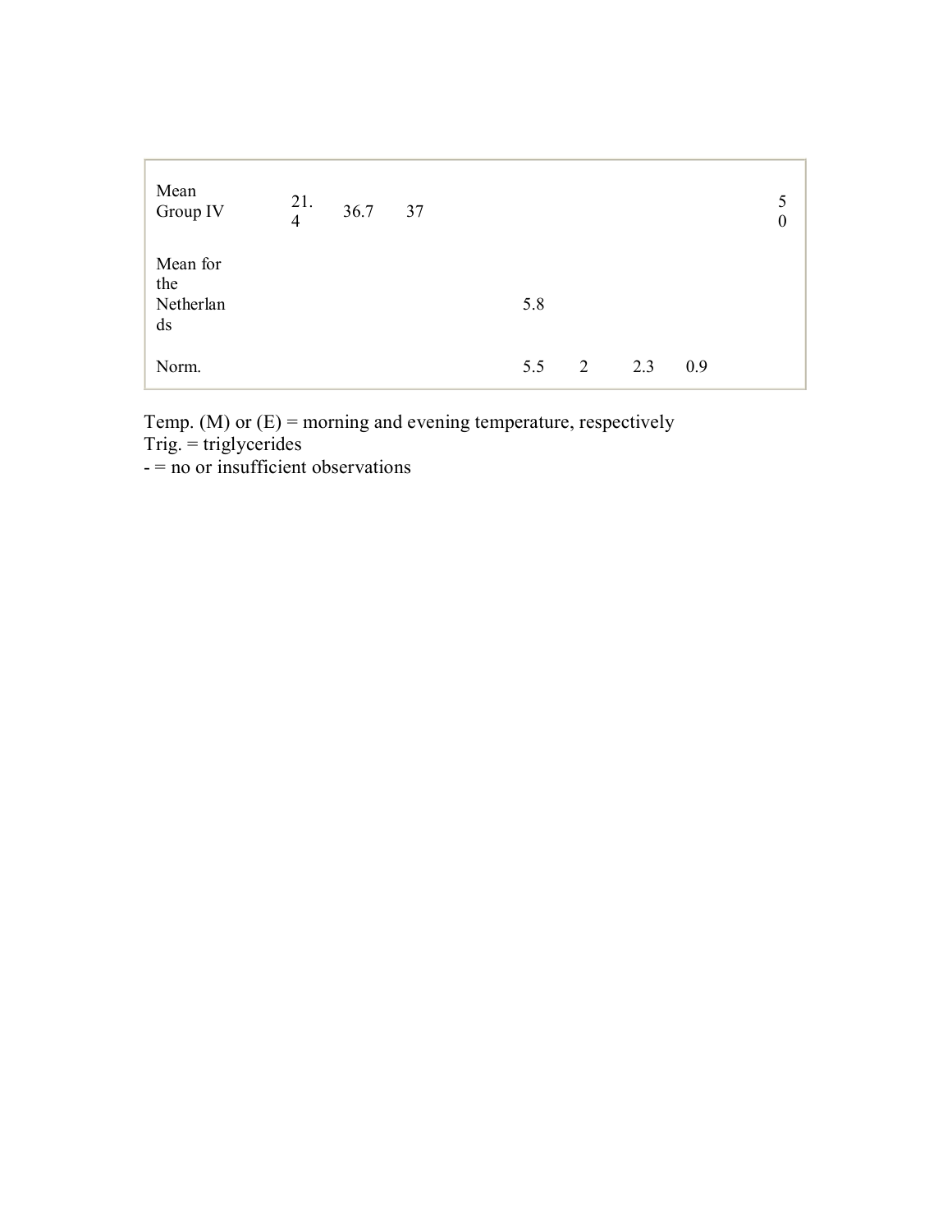| | | | | | | | | |
|---|---|---|---|---|---|---|---|---|
| Mean Group IV | 21.4 | 36.7 | 37 | | | | | 50 |
| Mean for the Netherlands | | | | 5.8 | | | | |
| Norm. | | | | 5.5 | 2 | 2.3 | 0.9 | |

Temp. (M) or (E) = morning and evening temperature, respectively
Trig. = triglycerides
- = no or insufficient observations